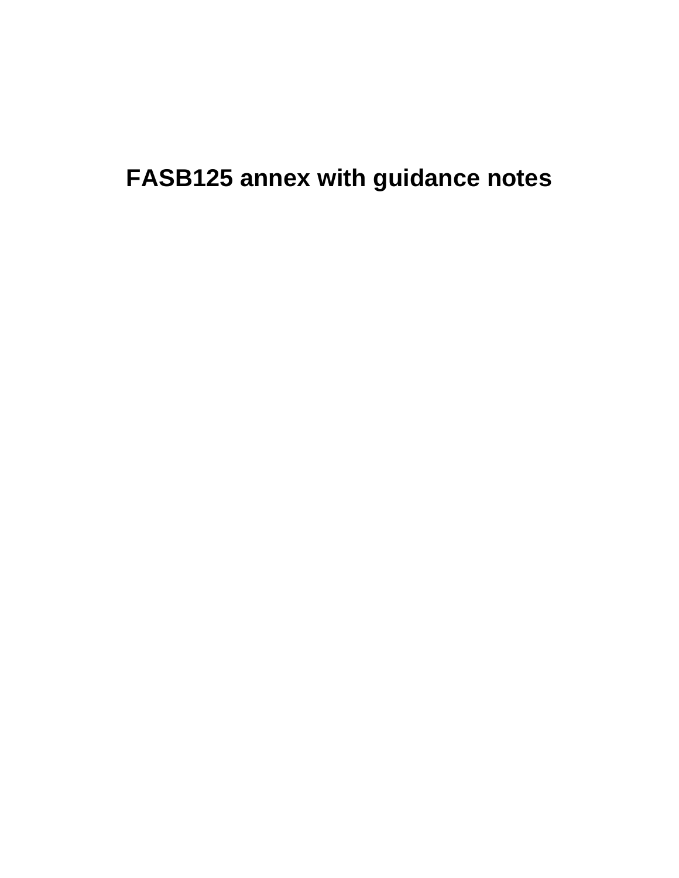# FASB125 annex with guidance notes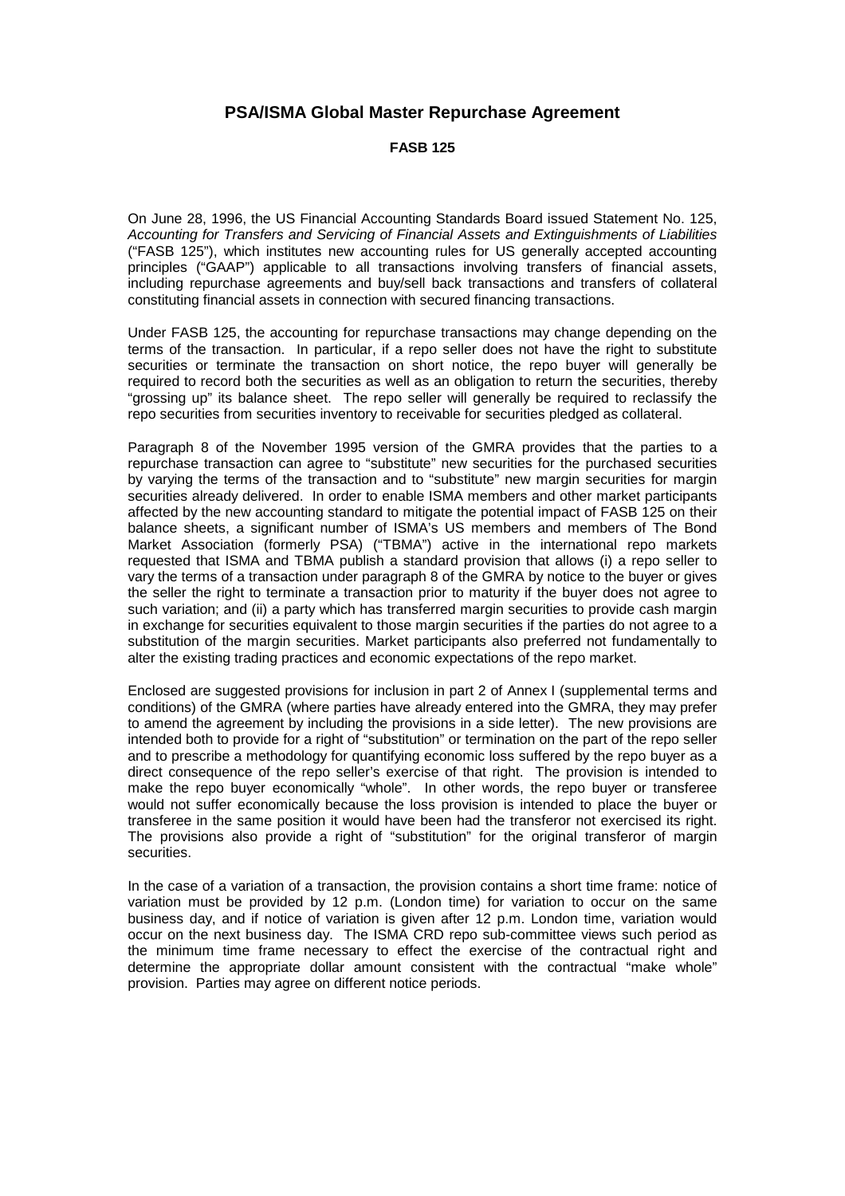# PSA/ISMA Global Master Repurchase Agreement

**FASB 125**

On June 28, 1996, the US Financial Accounting Standards Board issued Statement No. 125, *Accounting for Transfers and Servicing of Financial Assets and Extinguishments of Liabilities* ("FASB 125"), which institutes new accounting rules for US generally accepted accounting principles ("GAAP") applicable to all transactions involving transfers of financial assets, including repurchase agreements and buy/sell back transactions and transfers of collateral constituting financial assets in connection with secured financing transactions.

Under FASB 125, the accounting for repurchase transactions may change depending on the terms of the transaction. In particular, if a repo seller does not have the right to substitute securities or terminate the transaction on short notice, the repo buyer will generally be required to record both the securities as well as an obligation to return the securities, thereby "grossing up" its balance sheet. The repo seller will generally be required to reclassify the repo securities from securities inventory to receivable for securities pledged as collateral.

Paragraph 8 of the November 1995 version of the GMRA provides that the parties to a repurchase transaction can agree to "substitute" new securities for the purchased securities by varying the terms of the transaction and to "substitute" new margin securities for margin securities already delivered. In order to enable ISMA members and other market participants affected by the new accounting standard to mitigate the potential impact of FASB 125 on their balance sheets, a significant number of ISMA's US members and members of The Bond Market Association (formerly PSA) ("TBMA") active in the international repo markets requested that ISMA and TBMA publish a standard provision that allows (i) a repo seller to vary the terms of a transaction under paragraph 8 of the GMRA by notice to the buyer or gives the seller the right to terminate a transaction prior to maturity if the buyer does not agree to such variation; and (ii) a party which has transferred margin securities to provide cash margin in exchange for securities equivalent to those margin securities if the parties do not agree to a substitution of the margin securities. Market participants also preferred not fundamentally to alter the existing trading practices and economic expectations of the repo market.

Enclosed are suggested provisions for inclusion in part 2 of Annex I (supplemental terms and conditions) of the GMRA (where parties have already entered into the GMRA, they may prefer to amend the agreement by including the provisions in a side letter). The new provisions are intended both to provide for a right of "substitution" or termination on the part of the repo seller and to prescribe a methodology for quantifying economic loss suffered by the repo buyer as a direct consequence of the repo seller's exercise of that right. The provision is intended to make the repo buyer economically "whole". In other words, the repo buyer or transferee would not suffer economically because the loss provision is intended to place the buyer or transferee in the same position it would have been had the transferor not exercised its right. The provisions also provide a right of "substitution" for the original transferor of margin securities.

In the case of a variation of a transaction, the provision contains a short time frame: notice of variation must be provided by 12 p.m. (London time) for variation to occur on the same business day, and if notice of variation is given after 12 p.m. London time, variation would occur on the next business day. The ISMA CRD repo sub-committee views such period as the minimum time frame necessary to effect the exercise of the contractual right and determine the appropriate dollar amount consistent with the contractual "make whole" provision. Parties may agree on different notice periods.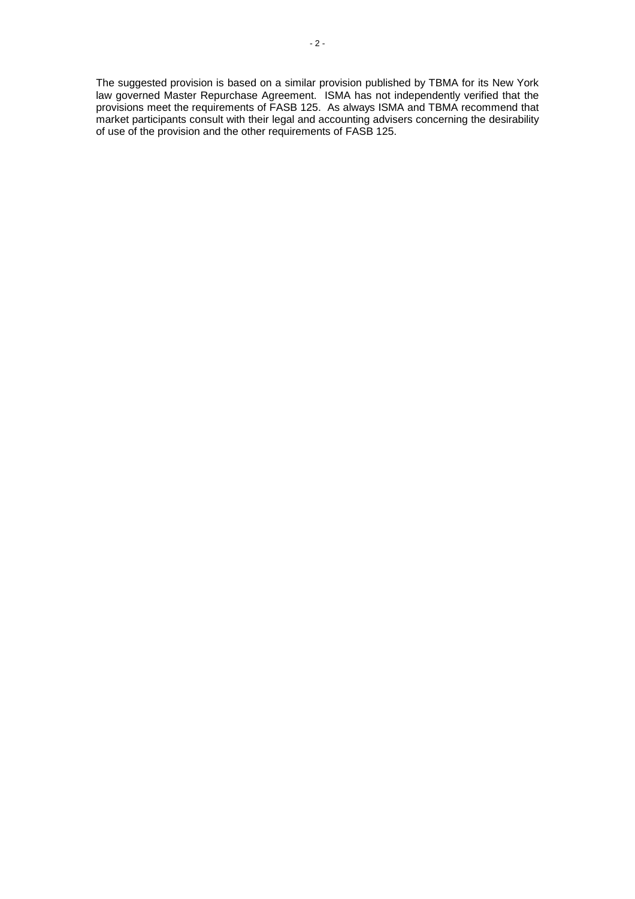The suggested provision is based on a similar provision published by TBMA for its New York law governed Master Repurchase Agreement. ISMA has not independently verified that the provisions meet the requirements of FASB 125. As always ISMA and TBMA recommend that market participants consult with their legal and accounting advisers concerning the desirability of use of the provision and the other requirements of FASB 125.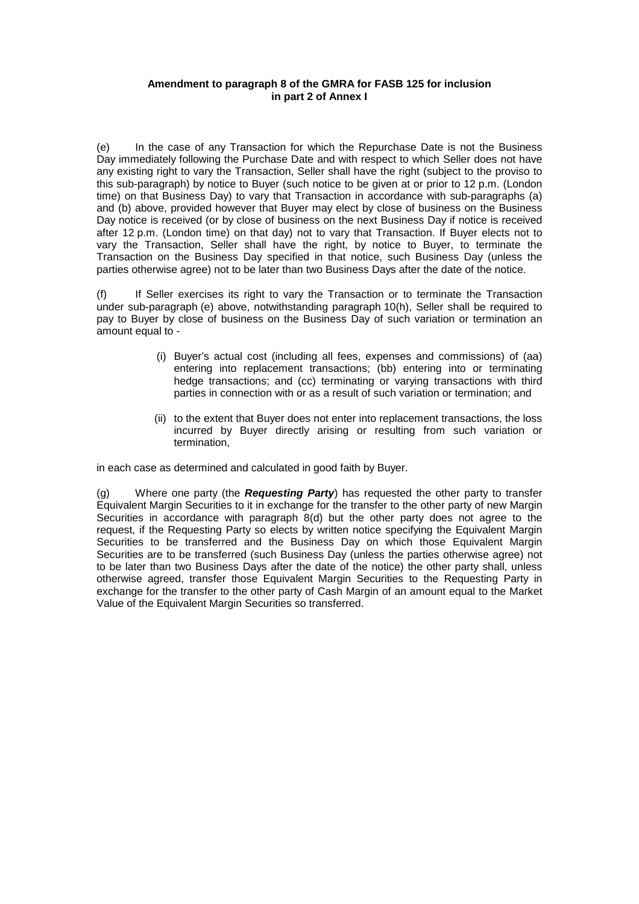**Amendment to paragraph 8 of the GMRA for FASB 125 for inclusion in part 2 of Annex I**

(e) In the case of any Transaction for which the Repurchase Date is not the Business Day immediately following the Purchase Date and with respect to which Seller does not have any existing right to vary the Transaction, Seller shall have the right (subject to the proviso to this sub-paragraph) by notice to Buyer (such notice to be given at or prior to 12 p.m. (London time) on that Business Day) to vary that Transaction in accordance with sub-paragraphs (a) and (b) above, provided however that Buyer may elect by close of business on the Business Day notice is received (or by close of business on the next Business Day if notice is received after 12 p.m. (London time) on that day) not to vary that Transaction. If Buyer elects not to vary the Transaction, Seller shall have the right, by notice to Buyer, to terminate the Transaction on the Business Day specified in that notice, such Business Day (unless the parties otherwise agree) not to be later than two Business Days after the date of the notice.

(f) If Seller exercises its right to vary the Transaction or to terminate the Transaction under sub-paragraph (e) above, notwithstanding paragraph 10(h), Seller shall be required to pay to Buyer by close of business on the Business Day of such variation or termination an amount equal to -

(i) Buyer's actual cost (including all fees, expenses and commissions) of (aa) entering into replacement transactions; (bb) entering into or terminating hedge transactions; and (cc) terminating or varying transactions with third parties in connection with or as a result of such variation or termination; and

(ii) to the extent that Buyer does not enter into replacement transactions, the loss incurred by Buyer directly arising or resulting from such variation or termination,

in each case as determined and calculated in good faith by Buyer.

(g) Where one party (the ***Requesting Party***) has requested the other party to transfer Equivalent Margin Securities to it in exchange for the transfer to the other party of new Margin Securities in accordance with paragraph 8(d) but the other party does not agree to the request, if the Requesting Party so elects by written notice specifying the Equivalent Margin Securities to be transferred and the Business Day on which those Equivalent Margin Securities are to be transferred (such Business Day (unless the parties otherwise agree) not to be later than two Business Days after the date of the notice) the other party shall, unless otherwise agreed, transfer those Equivalent Margin Securities to the Requesting Party in exchange for the transfer to the other party of Cash Margin of an amount equal to the Market Value of the Equivalent Margin Securities so transferred.